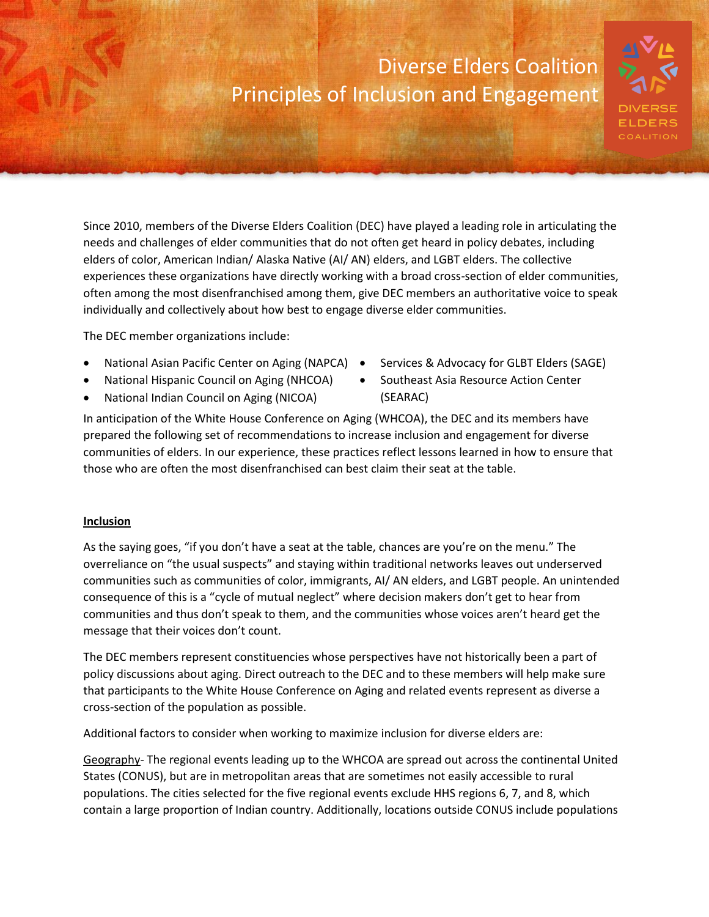# Diverse Elders Coalition
## Principles of Inclusion and Engagement

DIVERSE ELDERS COALITION

Since 2010, members of the Diverse Elders Coalition (DEC) have played a leading role in articulating the needs and challenges of elder communities that do not often get heard in policy debates, including elders of color, American Indian/ Alaska Native (AI/ AN) elders, and LGBT elders. The collective experiences these organizations have directly working with a broad cross-section of elder communities, often among the most disenfranchised among them, give DEC members an authoritative voice to speak individually and collectively about how best to engage diverse elder communities.

The DEC member organizations include:

- National Asian Pacific Center on Aging (NAPCA)
- National Hispanic Council on Aging (NHCOA)
- National Indian Council on Aging (NICOA)
- Services & Advocacy for GLBT Elders (SAGE)
- Southeast Asia Resource Action Center (SEARAC)

In anticipation of the White House Conference on Aging (WHCOA), the DEC and its members have prepared the following set of recommendations to increase inclusion and engagement for diverse communities of elders. In our experience, these practices reflect lessons learned in how to ensure that those who are often the most disenfranchised can best claim their seat at the table.

**Inclusion**

As the saying goes, "if you don't have a seat at the table, chances are you're on the menu." The overreliance on "the usual suspects" and staying within traditional networks leaves out underserved communities such as communities of color, immigrants, AI/ AN elders, and LGBT people. An unintended consequence of this is a "cycle of mutual neglect" where decision makers don't get to hear from communities and thus don't speak to them, and the communities whose voices aren't heard get the message that their voices don't count.

The DEC members represent constituencies whose perspectives have not historically been a part of policy discussions about aging. Direct outreach to the DEC and to these members will help make sure that participants to the White House Conference on Aging and related events represent as diverse a cross-section of the population as possible.

Additional factors to consider when working to maximize inclusion for diverse elders are:

Geography- The regional events leading up to the WHCOA are spread out across the continental United States (CONUS), but are in metropolitan areas that are sometimes not easily accessible to rural populations. The cities selected for the five regional events exclude HHS regions 6, 7, and 8, which contain a large proportion of Indian country. Additionally, locations outside CONUS include populations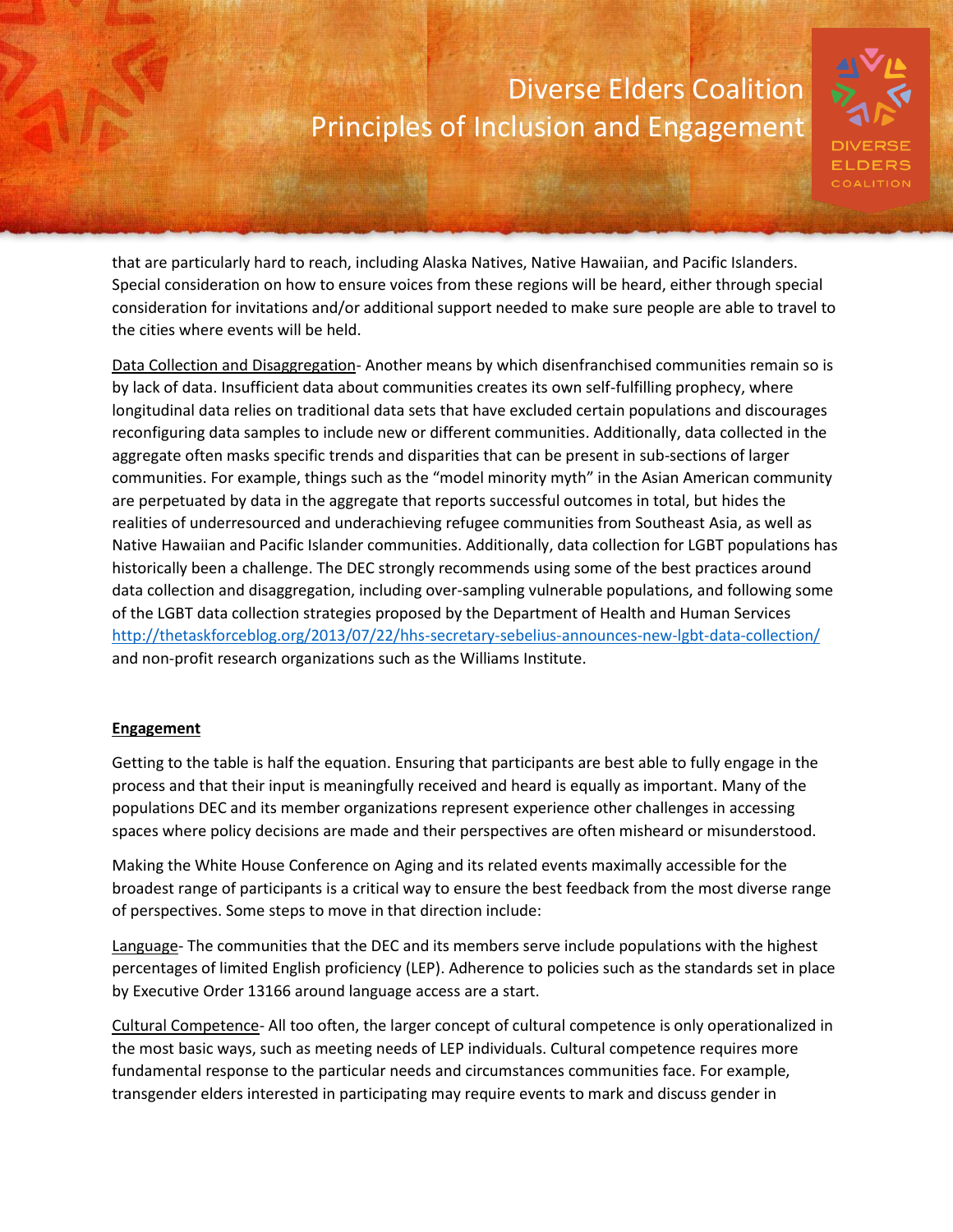that are particularly hard to reach, including Alaska Natives, Native Hawaiian, and Pacific Islanders. Special consideration on how to ensure voices from these regions will be heard, either through special consideration for invitations and/or additional support needed to make sure people are able to travel to the cities where events will be held.

<u>Data Collection and Disaggregation</u>- Another means by which disenfranchised communities remain so is by lack of data. Insufficient data about communities creates its own self-fulfilling prophecy, where longitudinal data relies on traditional data sets that have excluded certain populations and discourages reconfiguring data samples to include new or different communities. Additionally, data collected in the aggregate often masks specific trends and disparities that can be present in sub-sections of larger communities. For example, things such as the "model minority myth" in the Asian American community are perpetuated by data in the aggregate that reports successful outcomes in total, but hides the realities of underresourced and underachieving refugee communities from Southeast Asia, as well as Native Hawaiian and Pacific Islander communities. Additionally, data collection for LGBT populations has historically been a challenge. The DEC strongly recommends using some of the best practices around data collection and disaggregation, including over-sampling vulnerable populations, and following some of the LGBT data collection strategies proposed by the Department of Health and Human Services http://thetaskforceblog.org/2013/07/22/hhs-secretary-sebelius-announces-new-lgbt-data-collection/ and non-profit research organizations such as the Williams Institute.

**<u>Engagement</u>**

Getting to the table is half the equation. Ensuring that participants are best able to fully engage in the process and that their input is meaningfully received and heard is equally as important. Many of the populations DEC and its member organizations represent experience other challenges in accessing spaces where policy decisions are made and their perspectives are often misheard or misunderstood.

Making the White House Conference on Aging and its related events maximally accessible for the broadest range of participants is a critical way to ensure the best feedback from the most diverse range of perspectives. Some steps to move in that direction include:

<u>Language</u>- The communities that the DEC and its members serve include populations with the highest percentages of limited English proficiency (LEP). Adherence to policies such as the standards set in place by Executive Order 13166 around language access are a start.

<u>Cultural Competence</u>- All too often, the larger concept of cultural competence is only operationalized in the most basic ways, such as meeting needs of LEP individuals. Cultural competence requires more fundamental response to the particular needs and circumstances communities face. For example, transgender elders interested in participating may require events to mark and discuss gender in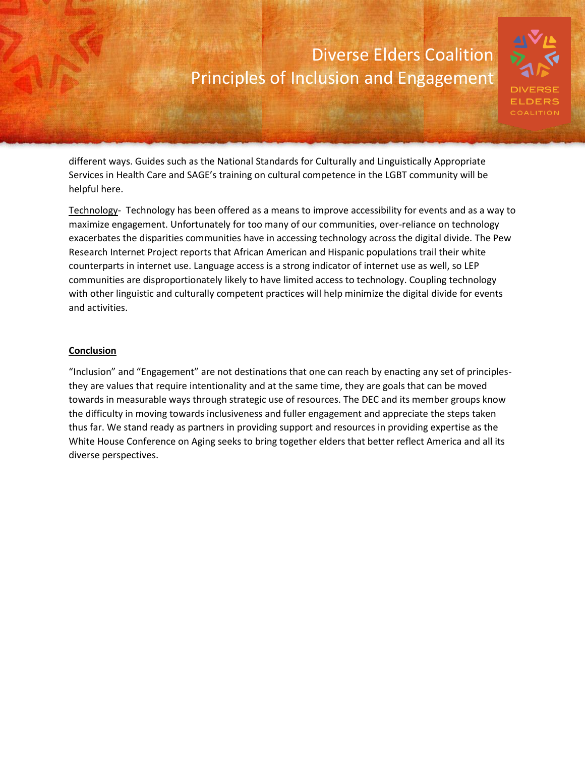different ways. Guides such as the National Standards for Culturally and Linguistically Appropriate Services in Health Care and SAGE's training on cultural competence in the LGBT community will be helpful here.

Technology- Technology has been offered as a means to improve accessibility for events and as a way to maximize engagement. Unfortunately for too many of our communities, over-reliance on technology exacerbates the disparities communities have in accessing technology across the digital divide. The Pew Research Internet Project reports that African American and Hispanic populations trail their white counterparts in internet use. Language access is a strong indicator of internet use as well, so LEP communities are disproportionately likely to have limited access to technology. Coupling technology with other linguistic and culturally competent practices will help minimize the digital divide for events and activities.

## Conclusion

"Inclusion" and "Engagement" are not destinations that one can reach by enacting any set of principles- they are values that require intentionality and at the same time, they are goals that can be moved towards in measurable ways through strategic use of resources. The DEC and its member groups know the difficulty in moving towards inclusiveness and fuller engagement and appreciate the steps taken thus far. We stand ready as partners in providing support and resources in providing expertise as the White House Conference on Aging seeks to bring together elders that better reflect America and all its diverse perspectives.